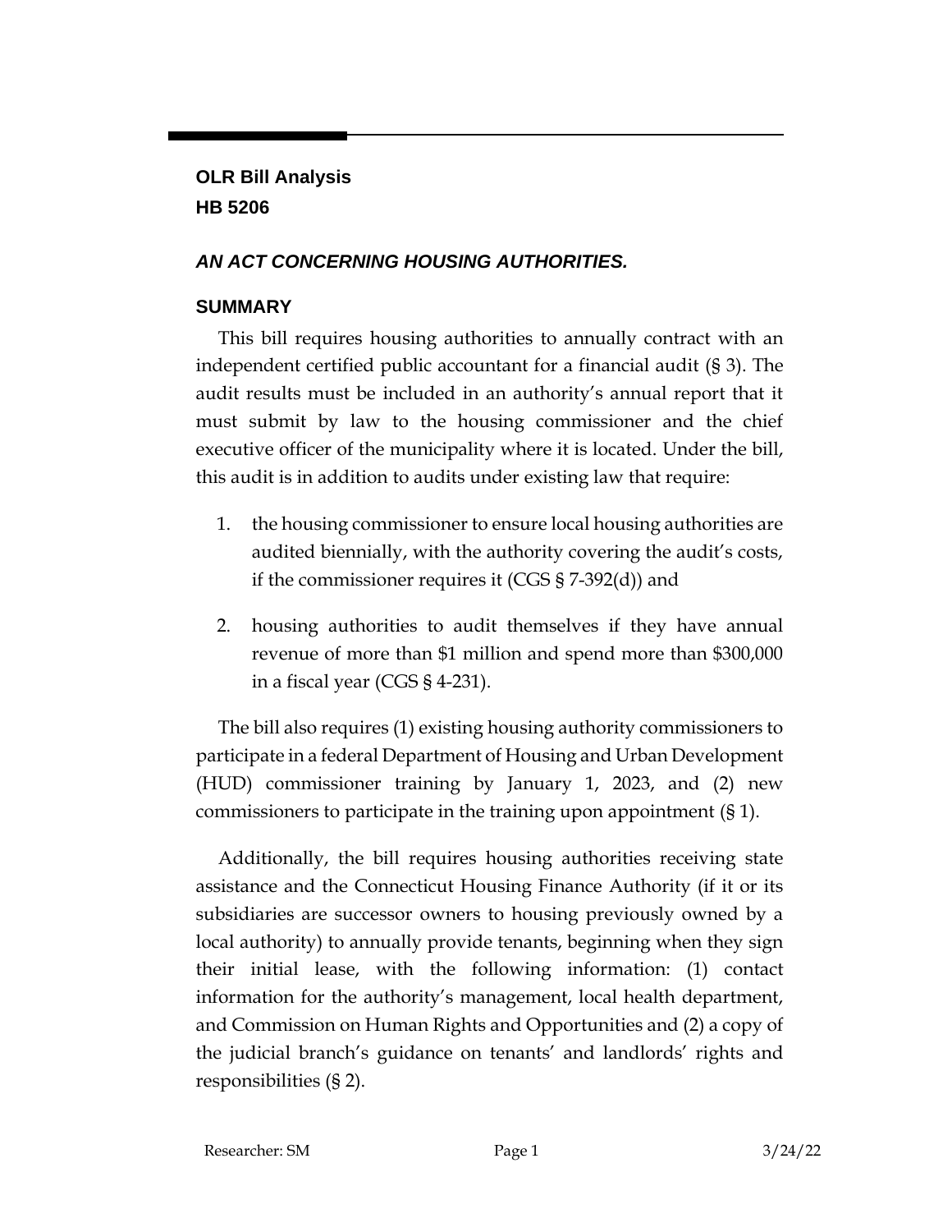**OLR Bill Analysis**
**HB 5206**

***AN ACT CONCERNING HOUSING AUTHORITIES.***

## SUMMARY

This bill requires housing authorities to annually contract with an independent certified public accountant for a financial audit (§ 3). The audit results must be included in an authority's annual report that it must submit by law to the housing commissioner and the chief executive officer of the municipality where it is located. Under the bill, this audit is in addition to audits under existing law that require:

1. the housing commissioner to ensure local housing authorities are audited biennially, with the authority covering the audit's costs, if the commissioner requires it (CGS § 7-392(d)) and

2. housing authorities to audit themselves if they have annual revenue of more than $1 million and spend more than $300,000 in a fiscal year (CGS § 4-231).

The bill also requires (1) existing housing authority commissioners to participate in a federal Department of Housing and Urban Development (HUD) commissioner training by January 1, 2023, and (2) new commissioners to participate in the training upon appointment (§ 1).

Additionally, the bill requires housing authorities receiving state assistance and the Connecticut Housing Finance Authority (if it or its subsidiaries are successor owners to housing previously owned by a local authority) to annually provide tenants, beginning when they sign their initial lease, with the following information: (1) contact information for the authority's management, local health department, and Commission on Human Rights and Opportunities and (2) a copy of the judicial branch's guidance on tenants' and landlords' rights and responsibilities (§ 2).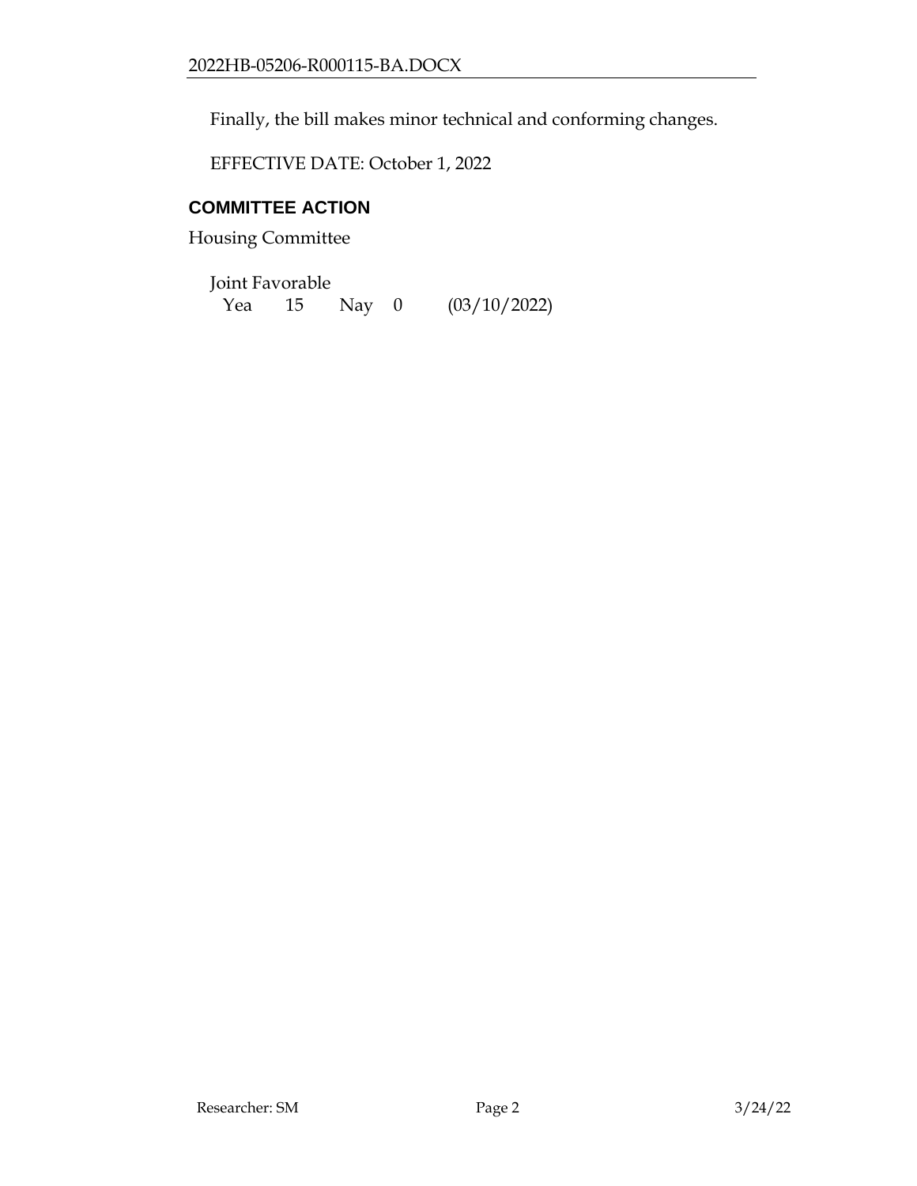Finally, the bill makes minor technical and conforming changes.

EFFECTIVE DATE: October 1, 2022

## COMMITTEE ACTION

Housing Committee

Joint Favorable
Yea 15 Nay 0 (03/10/2022)